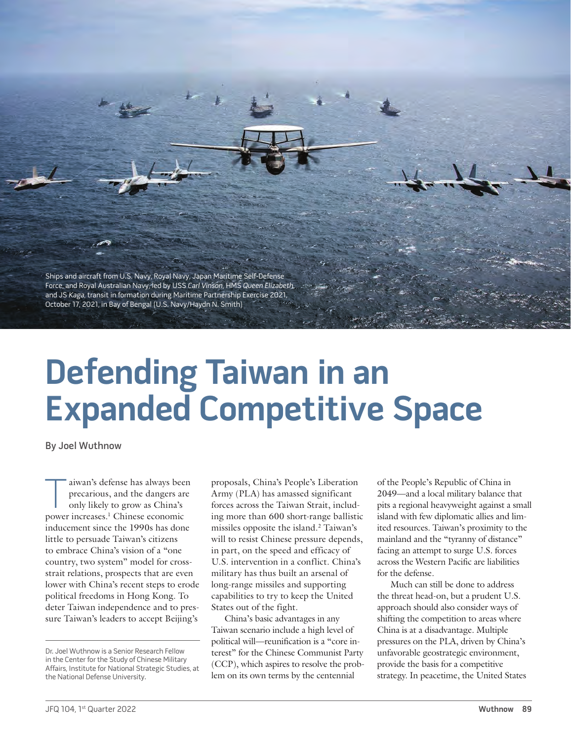Ships and aircraft from U.S. Navy, Royal Navy, Japan Maritime Self-Defense Force, and Royal Australian Navy, led by USS *Carl Vinson*, HMS *Queen Elizabeth*, and JS *Kaga*, transit in formation during Maritime Partnership Exercise 2021, October 17, 2021, in Bay of Bengal (U.S. Navy/Haydn N. Smith)

# Defending Taiwan in an Expanded Competitive Space

By Joel Wuthnow

Dr. Joel Wuthnow is a Senior Research Fellow in the Center for the Study of Chinese Military Affairs, Institute for National Strategic Studies, at the National Defense University.

Taiwan's defense has always been precarious, and the dangers are only likely to grow as China's power increases.[1] Chinese economic inducement since the 1990s has done little to persuade Taiwan's citizens to embrace China's vision of a "one country, two system" model for cross-strait relations, prospects that are even lower with China's recent steps to erode political freedoms in Hong Kong. To deter Taiwan independence and to pressure Taiwan's leaders to accept Beijing's proposals, China's People's Liberation Army (PLA) has amassed significant forces across the Taiwan Strait, including more than 600 short-range ballistic missiles opposite the island.[2] Taiwan's will to resist Chinese pressure depends, in part, on the speed and efficacy of U.S. intervention in a conflict. China's military has thus built an arsenal of long-range missiles and supporting capabilities to try to keep the United States out of the fight.

China's basic advantages in any Taiwan scenario include a high level of political will—reunification is a "core interest" for the Chinese Communist Party (CCP), which aspires to resolve the problem on its own terms by the centennial of the People's Republic of China in 2049—and a local military balance that pits a regional heavyweight against a small island with few diplomatic allies and limited resources. Taiwan's proximity to the mainland and the "tyranny of distance" facing an attempt to surge U.S. forces across the Western Pacific are liabilities for the defense.

Much can still be done to address the threat head-on, but a prudent U.S. approach should also consider ways of shifting the competition to areas where China is at a disadvantage. Multiple pressures on the PLA, driven by China's unfavorable geostrategic environment, provide the basis for a competitive strategy. In peacetime, the United States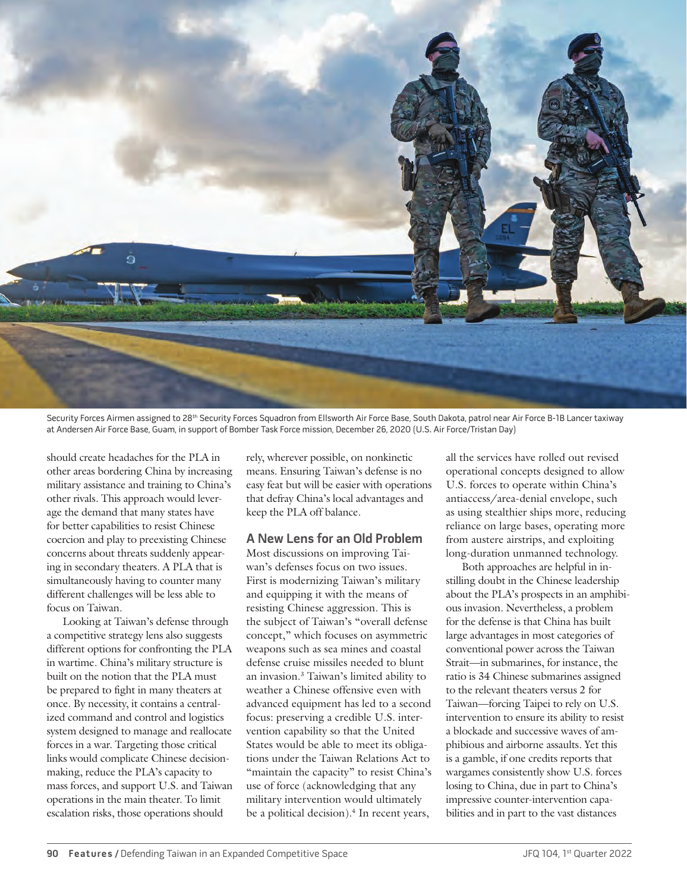Security Forces Airmen assigned to 28th Security Forces Squadron from Ellsworth Air Force Base, South Dakota, patrol near Air Force B-1B Lancer taxiway at Andersen Air Force Base, Guam, in support of Bomber Task Force mission, December 26, 2020 (U.S. Air Force/Tristan Day)

should create headaches for the PLA in other areas bordering China by increasing military assistance and training to China's other rivals. This approach would leverage the demand that many states have for better capabilities to resist Chinese coercion and play to preexisting Chinese concerns about threats suddenly appearing in secondary theaters. A PLA that is simultaneously having to counter many different challenges will be less able to focus on Taiwan.

Looking at Taiwan's defense through a competitive strategy lens also suggests different options for confronting the PLA in wartime. China's military structure is built on the notion that the PLA must be prepared to fight in many theaters at once. By necessity, it contains a centralized command and control and logistics system designed to manage and reallocate forces in a war. Targeting those critical links would complicate Chinese decisionmaking, reduce the PLA's capacity to mass forces, and support U.S. and Taiwan operations in the main theater. To limit escalation risks, those operations should rely, wherever possible, on nonkinetic means. Ensuring Taiwan's defense is no easy feat but will be easier with operations that defray China's local advantages and keep the PLA off balance.

## A New Lens for an Old Problem

Most discussions on improving Taiwan's defenses focus on two issues. First is modernizing Taiwan's military and equipping it with the means of resisting Chinese aggression. This is the subject of Taiwan's "overall defense concept," which focuses on asymmetric weapons such as sea mines and coastal defense cruise missiles needed to blunt an invasion.[3] Taiwan's limited ability to weather a Chinese offensive even with advanced equipment has led to a second focus: preserving a credible U.S. intervention capability so that the United States would be able to meet its obligations under the Taiwan Relations Act to "maintain the capacity" to resist China's use of force (acknowledging that any military intervention would ultimately be a political decision).[4] In recent years, all the services have rolled out revised operational concepts designed to allow U.S. forces to operate within China's antiaccess/area-denial envelope, such as using stealthier ships more, reducing reliance on large bases, operating more from austere airstrips, and exploiting long-duration unmanned technology.

Both approaches are helpful in instilling doubt in the Chinese leadership about the PLA's prospects in an amphibious invasion. Nevertheless, a problem for the defense is that China has built large advantages in most categories of conventional power across the Taiwan Strait—in submarines, for instance, the ratio is 34 Chinese submarines assigned to the relevant theaters versus 2 for Taiwan—forcing Taipei to rely on U.S. intervention to ensure its ability to resist a blockade and successive waves of amphibious and airborne assaults. Yet this is a gamble, if one credits reports that wargames consistently show U.S. forces losing to China, due in part to China's impressive counter-intervention capabilities and in part to the vast distances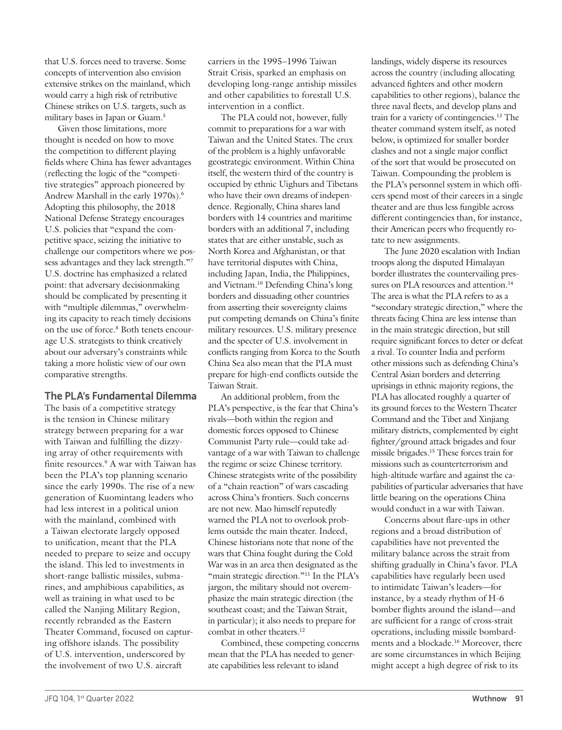that U.S. forces need to traverse. Some concepts of intervention also envision extensive strikes on the mainland, which would carry a high risk of retributive Chinese strikes on U.S. targets, such as military bases in Japan or Guam.[5]

Given those limitations, more thought is needed on how to move the competition to different playing fields where China has fewer advantages (reflecting the logic of the "competitive strategies" approach pioneered by Andrew Marshall in the early 1970s).[6] Adopting this philosophy, the 2018 National Defense Strategy encourages U.S. policies that "expand the competitive space, seizing the initiative to challenge our competitors where we possess advantages and they lack strength."[7] U.S. doctrine has emphasized a related point: that adversary decisionmaking should be complicated by presenting it with "multiple dilemmas," overwhelming its capacity to reach timely decisions on the use of force.[8] Both tenets encourage U.S. strategists to think creatively about our adversary's constraints while taking a more holistic view of our own comparative strengths.

## The PLA's Fundamental Dilemma

The basis of a competitive strategy is the tension in Chinese military strategy between preparing for a war with Taiwan and fulfilling the dizzying array of other requirements with finite resources.[9] A war with Taiwan has been the PLA's top planning scenario since the early 1990s. The rise of a new generation of Kuomintang leaders who had less interest in a political union with the mainland, combined with a Taiwan electorate largely opposed to unification, meant that the PLA needed to prepare to seize and occupy the island. This led to investments in short-range ballistic missiles, submarines, and amphibious capabilities, as well as training in what used to be called the Nanjing Military Region, recently rebranded as the Eastern Theater Command, focused on capturing offshore islands. The possibility of U.S. intervention, underscored by the involvement of two U.S. aircraft carriers in the 1995–1996 Taiwan Strait Crisis, sparked an emphasis on developing long-range antiship missiles and other capabilities to forestall U.S. intervention in a conflict.

The PLA could not, however, fully commit to preparations for a war with Taiwan and the United States. The crux of the problem is a highly unfavorable geostrategic environment. Within China itself, the western third of the country is occupied by ethnic Uighurs and Tibetans who have their own dreams of independence. Regionally, China shares land borders with 14 countries and maritime borders with an additional 7, including states that are either unstable, such as North Korea and Afghanistan, or that have territorial disputes with China, including Japan, India, the Philippines, and Vietnam.[10] Defending China's long borders and dissuading other countries from asserting their sovereignty claims put competing demands on China's finite military resources. U.S. military presence and the specter of U.S. involvement in conflicts ranging from Korea to the South China Sea also mean that the PLA must prepare for high-end conflicts outside the Taiwan Strait.

An additional problem, from the PLA's perspective, is the fear that China's rivals—both within the region and domestic forces opposed to Chinese Communist Party rule—could take advantage of a war with Taiwan to challenge the regime or seize Chinese territory. Chinese strategists write of the possibility of a "chain reaction" of wars cascading across China's frontiers. Such concerns are not new. Mao himself reputedly warned the PLA not to overlook problems outside the main theater. Indeed, Chinese historians note that none of the wars that China fought during the Cold War was in an area then designated as the "main strategic direction."[11] In the PLA's jargon, the military should not overemphasize the main strategic direction (the southeast coast; and the Taiwan Strait, in particular); it also needs to prepare for combat in other theaters.[12]

Combined, these competing concerns mean that the PLA has needed to generate capabilities less relevant to island landings, widely disperse its resources across the country (including allocating advanced fighters and other modern capabilities to other regions), balance the three naval fleets, and develop plans and train for a variety of contingencies.[13] The theater command system itself, as noted below, is optimized for smaller border clashes and not a single major conflict of the sort that would be prosecuted on Taiwan. Compounding the problem is the PLA's personnel system in which officers spend most of their careers in a single theater and are thus less fungible across different contingencies than, for instance, their American peers who frequently rotate to new assignments.

The June 2020 escalation with Indian troops along the disputed Himalayan border illustrates the countervailing pressures on PLA resources and attention.[14] The area is what the PLA refers to as a "secondary strategic direction," where the threats facing China are less intense than in the main strategic direction, but still require significant forces to deter or defeat a rival. To counter India and perform other missions such as defending China's Central Asian borders and deterring uprisings in ethnic majority regions, the PLA has allocated roughly a quarter of its ground forces to the Western Theater Command and the Tibet and Xinjiang military districts, complemented by eight fighter/ground attack brigades and four missile brigades.[15] These forces train for missions such as counterterrorism and high-altitude warfare and against the capabilities of particular adversaries that have little bearing on the operations China would conduct in a war with Taiwan.

Concerns about flare-ups in other regions and a broad distribution of capabilities have not prevented the military balance across the strait from shifting gradually in China's favor. PLA capabilities have regularly been used to intimidate Taiwan's leaders—for instance, by a steady rhythm of H-6 bomber flights around the island—and are sufficient for a range of cross-strait operations, including missile bombardments and a blockade.[16] Moreover, there are some circumstances in which Beijing might accept a high degree of risk to its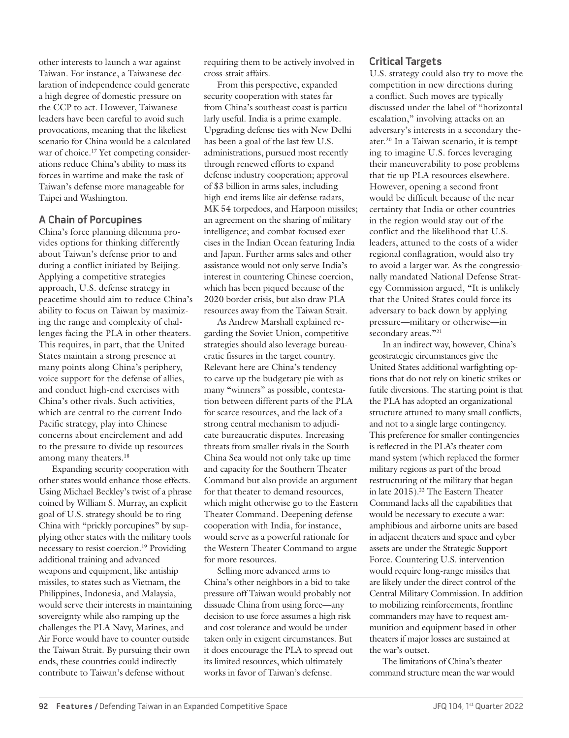other interests to launch a war against Taiwan. For instance, a Taiwanese declaration of independence could generate a high degree of domestic pressure on the CCP to act. However, Taiwanese leaders have been careful to avoid such provocations, meaning that the likeliest scenario for China would be a calculated war of choice.[17] Yet competing considerations reduce China's ability to mass its forces in wartime and make the task of Taiwan's defense more manageable for Taipei and Washington.

## A Chain of Porcupines

China's force planning dilemma provides options for thinking differently about Taiwan's defense prior to and during a conflict initiated by Beijing. Applying a competitive strategies approach, U.S. defense strategy in peacetime should aim to reduce China's ability to focus on Taiwan by maximizing the range and complexity of challenges facing the PLA in other theaters. This requires, in part, that the United States maintain a strong presence at many points along China's periphery, voice support for the defense of allies, and conduct high-end exercises with China's other rivals. Such activities, which are central to the current Indo-Pacific strategy, play into Chinese concerns about encirclement and add to the pressure to divide up resources among many theaters.[18]

Expanding security cooperation with other states would enhance those effects. Using Michael Beckley's twist of a phrase coined by William S. Murray, an explicit goal of U.S. strategy should be to ring China with "prickly porcupines" by supplying other states with the military tools necessary to resist coercion.[19] Providing additional training and advanced weapons and equipment, like antiship missiles, to states such as Vietnam, the Philippines, Indonesia, and Malaysia, would serve their interests in maintaining sovereignty while also ramping up the challenges the PLA Navy, Marines, and Air Force would have to counter outside the Taiwan Strait. By pursuing their own ends, these countries could indirectly contribute to Taiwan's defense without requiring them to be actively involved in cross-strait affairs.

From this perspective, expanded security cooperation with states far from China's southeast coast is particularly useful. India is a prime example. Upgrading defense ties with New Delhi has been a goal of the last few U.S. administrations, pursued most recently through renewed efforts to expand defense industry cooperation; approval of $3 billion in arms sales, including high-end items like air defense radars, MK 54 torpedoes, and Harpoon missiles; an agreement on the sharing of military intelligence; and combat-focused exercises in the Indian Ocean featuring India and Japan. Further arms sales and other assistance would not only serve India's interest in countering Chinese coercion, which has been piqued because of the 2020 border crisis, but also draw PLA resources away from the Taiwan Strait.

As Andrew Marshall explained regarding the Soviet Union, competitive strategies should also leverage bureaucratic fissures in the target country. Relevant here are China's tendency to carve up the budgetary pie with as many "winners" as possible, contestation between different parts of the PLA for scarce resources, and the lack of a strong central mechanism to adjudicate bureaucratic disputes. Increasing threats from smaller rivals in the South China Sea would not only take up time and capacity for the Southern Theater Command but also provide an argument for that theater to demand resources, which might otherwise go to the Eastern Theater Command. Deepening defense cooperation with India, for instance, would serve as a powerful rationale for the Western Theater Command to argue for more resources.

Selling more advanced arms to China's other neighbors in a bid to take pressure off Taiwan would probably not dissuade China from using force—any decision to use force assumes a high risk and cost tolerance and would be undertaken only in exigent circumstances. But it does encourage the PLA to spread out its limited resources, which ultimately works in favor of Taiwan's defense.

## Critical Targets

U.S. strategy could also try to move the competition in new directions during a conflict. Such moves are typically discussed under the label of "horizontal escalation," involving attacks on an adversary's interests in a secondary theater.[20] In a Taiwan scenario, it is tempting to imagine U.S. forces leveraging their maneuverability to pose problems that tie up PLA resources elsewhere. However, opening a second front would be difficult because of the near certainty that India or other countries in the region would stay out of the conflict and the likelihood that U.S. leaders, attuned to the costs of a wider regional conflagration, would also try to avoid a larger war. As the congressionally mandated National Defense Strategy Commission argued, "It is unlikely that the United States could force its adversary to back down by applying pressure—military or otherwise—in secondary areas."[21]

In an indirect way, however, China's geostrategic circumstances give the United States additional warfighting options that do not rely on kinetic strikes or futile diversions. The starting point is that the PLA has adopted an organizational structure attuned to many small conflicts, and not to a single large contingency. This preference for smaller contingencies is reflected in the PLA's theater command system (which replaced the former military regions as part of the broad restructuring of the military that began in late 2015).[22] The Eastern Theater Command lacks all the capabilities that would be necessary to execute a war: amphibious and airborne units are based in adjacent theaters and space and cyber assets are under the Strategic Support Force. Countering U.S. intervention would require long-range missiles that are likely under the direct control of the Central Military Commission. In addition to mobilizing reinforcements, frontline commanders may have to request ammunition and equipment based in other theaters if major losses are sustained at the war's outset.

The limitations of China's theater command structure mean the war would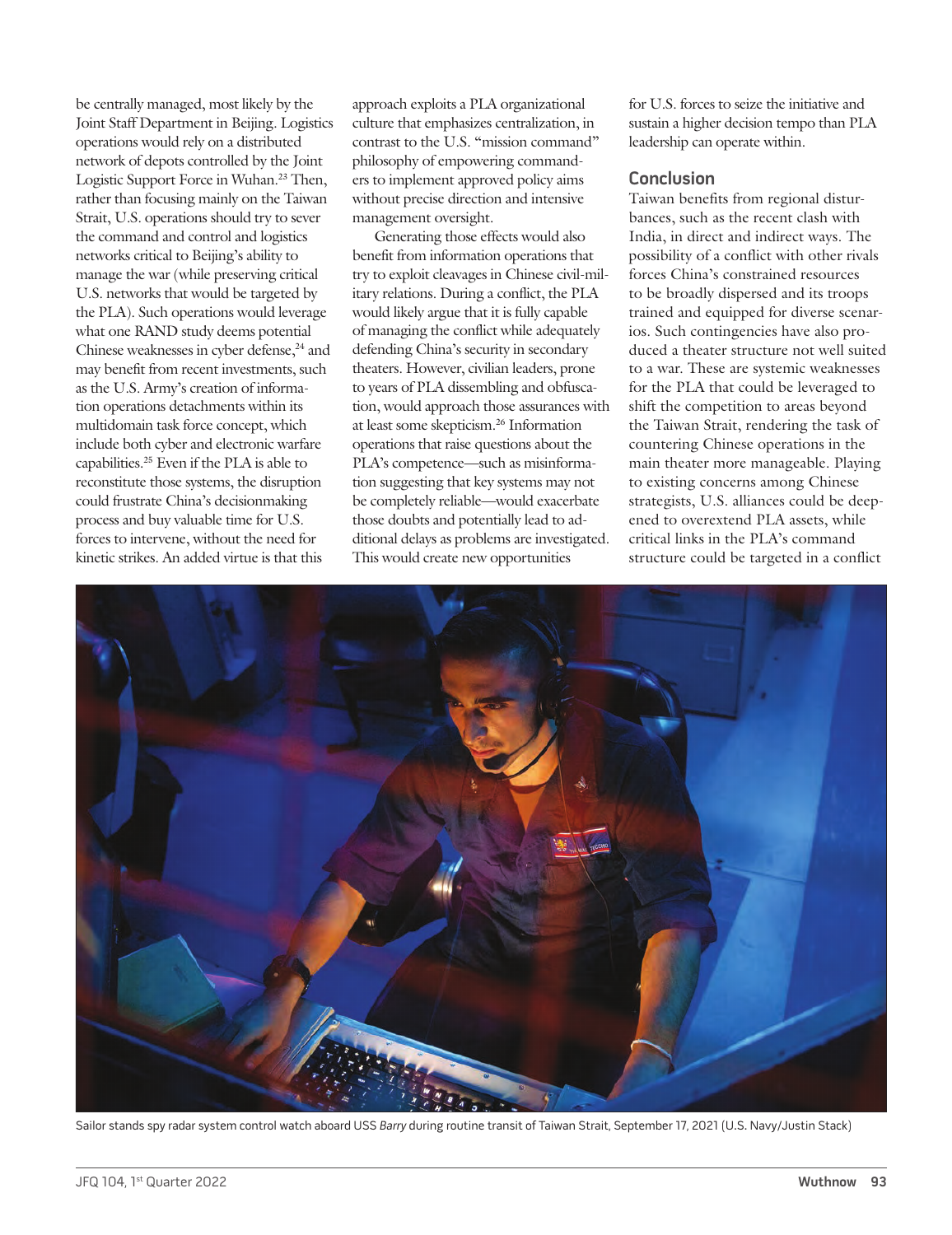be centrally managed, most likely by the Joint Staff Department in Beijing. Logistics operations would rely on a distributed network of depots controlled by the Joint Logistic Support Force in Wuhan.[23] Then, rather than focusing mainly on the Taiwan Strait, U.S. operations should try to sever the command and control and logistics networks critical to Beijing's ability to manage the war (while preserving critical U.S. networks that would be targeted by the PLA). Such operations would leverage what one RAND study deems potential Chinese weaknesses in cyber defense,[24] and may benefit from recent investments, such as the U.S. Army's creation of information operations detachments within its multidomain task force concept, which include both cyber and electronic warfare capabilities.[25] Even if the PLA is able to reconstitute those systems, the disruption could frustrate China's decisionmaking process and buy valuable time for U.S. forces to intervene, without the need for kinetic strikes. An added virtue is that this approach exploits a PLA organizational culture that emphasizes centralization, in contrast to the U.S. "mission command" philosophy of empowering commanders to implement approved policy aims without precise direction and intensive management oversight.

Generating those effects would also benefit from information operations that try to exploit cleavages in Chinese civil-military relations. During a conflict, the PLA would likely argue that it is fully capable of managing the conflict while adequately defending China's security in secondary theaters. However, civilian leaders, prone to years of PLA dissembling and obfuscation, would approach those assurances with at least some skepticism.[26] Information operations that raise questions about the PLA's competence—such as misinformation suggesting that key systems may not be completely reliable—would exacerbate those doubts and potentially lead to additional delays as problems are investigated. This would create new opportunities for U.S. forces to seize the initiative and sustain a higher decision tempo than PLA leadership can operate within.

## Conclusion

Taiwan benefits from regional disturbances, such as the recent clash with India, in direct and indirect ways. The possibility of a conflict with other rivals forces China's constrained resources to be broadly dispersed and its troops trained and equipped for diverse scenarios. Such contingencies have also produced a theater structure not well suited to a war. These are systemic weaknesses for the PLA that could be leveraged to shift the competition to areas beyond the Taiwan Strait, rendering the task of countering Chinese operations in the main theater more manageable. Playing to existing concerns among Chinese strategists, U.S. alliances could be deepened to overextend PLA assets, while critical links in the PLA's command structure could be targeted in a conflict

Sailor stands spy radar system control watch aboard USS *Barry* during routine transit of Taiwan Strait, September 17, 2021 (U.S. Navy/Justin Stack)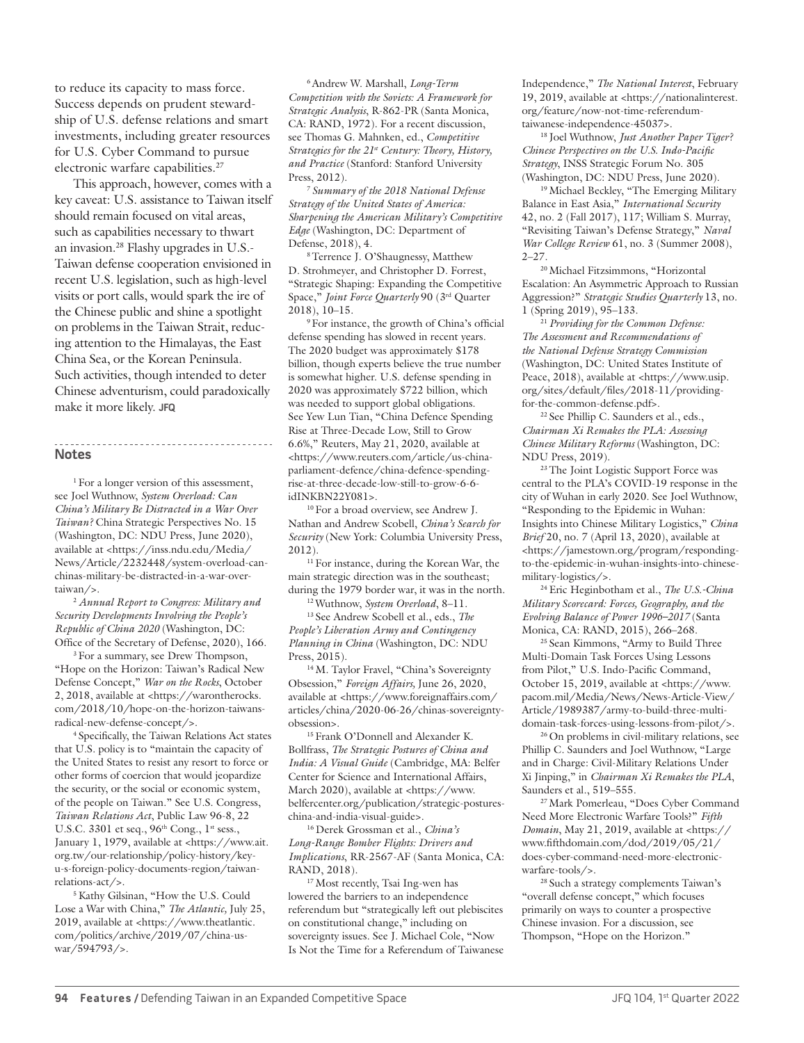to reduce its capacity to mass force. Success depends on prudent stewardship of U.S. defense relations and smart investments, including greater resources for U.S. Cyber Command to pursue electronic warfare capabilities.[27]

This approach, however, comes with a key caveat: U.S. assistance to Taiwan itself should remain focused on vital areas, such as capabilities necessary to thwart an invasion.[28] Flashy upgrades in U.S.-Taiwan defense cooperation envisioned in recent U.S. legislation, such as high-level visits or port calls, would spark the ire of the Chinese public and shine a spotlight on problems in the Taiwan Strait, reducing attention to the Himalayas, the East China Sea, or the Korean Peninsula. Such activities, though intended to deter Chinese adventurism, could paradoxically make it more likely. **JFQ**

## Notes

[1] For a longer version of this assessment, see Joel Wuthnow, *System Overload: Can China's Military Be Distracted in a War Over Taiwan?* China Strategic Perspectives No. 15 (Washington, DC: NDU Press, June 2020), available at <https://inss.ndu.edu/Media/News/Article/2232448/system-overload-can-chinas-military-be-distracted-in-a-war-over-taiwan/>.

[2] *Annual Report to Congress: Military and Security Developments Involving the People's Republic of China 2020* (Washington, DC: Office of the Secretary of Defense, 2020), 166.

[3] For a summary, see Drew Thompson, "Hope on the Horizon: Taiwan's Radical New Defense Concept," *War on the Rocks*, October 2, 2018, available at <https://warontherocks.com/2018/10/hope-on-the-horizon-taiwans-radical-new-defense-concept/>.

[4] Specifically, the Taiwan Relations Act states that U.S. policy is to "maintain the capacity of the United States to resist any resort to force or other forms of coercion that would jeopardize the security, or the social or economic system, of the people on Taiwan." See U.S. Congress, *Taiwan Relations Act*, Public Law 96-8, 22 U.S.C. 3301 et seq., 96th Cong., 1st sess., January 1, 1979, available at <https://www.ait.org.tw/our-relationship/policy-history/key-u-s-foreign-policy-documents-region/taiwan-relations-act/>.

[5] Kathy Gilsinan, "How the U.S. Could Lose a War with China," *The Atlantic,* July 25, 2019, available at <https://www.theatlantic.com/politics/archive/2019/07/china-us-war/594793/>.

[6] Andrew W. Marshall, *Long-Term Competition with the Soviets: A Framework for Strategic Analysis*, R-862-PR (Santa Monica, CA: RAND, 1972). For a recent discussion, see Thomas G. Mahnken, ed., *Competitive Strategies for the 21st Century: Theory, History, and Practice* (Stanford: Stanford University Press, 2012).

[7] *Summary of the 2018 National Defense Strategy of the United States of America: Sharpening the American Military's Competitive Edge* (Washington, DC: Department of Defense, 2018), 4.

[8] Terrence J. O'Shaugnessy, Matthew D. Strohmeyer, and Christopher D. Forrest, "Strategic Shaping: Expanding the Competitive Space," *Joint Force Quarterly* 90 (3rd Quarter 2018), 10–15.

[9] For instance, the growth of China's official defense spending has slowed in recent years. The 2020 budget was approximately $178 billion, though experts believe the true number is somewhat higher. U.S. defense spending in 2020 was approximately $722 billion, which was needed to support global obligations. See Yew Lun Tian, "China Defence Spending Rise at Three-Decade Low, Still to Grow 6.6%," Reuters, May 21, 2020, available at <https://www.reuters.com/article/us-china-parliament-defence/china-defence-spending-rise-at-three-decade-low-still-to-grow-6-6-idINKBN22Y081>.

[10] For a broad overview, see Andrew J. Nathan and Andrew Scobell, *China's Search for Security* (New York: Columbia University Press, 2012).

[11] For instance, during the Korean War, the main strategic direction was in the southeast; during the 1979 border war, it was in the north.

[12] Wuthnow, *System Overload*, 8–11.

[13] See Andrew Scobell et al., eds., *The People's Liberation Army and Contingency Planning in China* (Washington, DC: NDU Press, 2015).

[14] M. Taylor Fravel, "China's Sovereignty Obsession," *Foreign Affairs,* June 26, 2020, available at <https://www.foreignaffairs.com/articles/china/2020-06-26/chinas-sovereignty-obsession>.

[15] Frank O'Donnell and Alexander K. Bollfrass, *The Strategic Postures of China and India: A Visual Guide* (Cambridge, MA: Belfer Center for Science and International Affairs, March 2020), available at <https://www.belfercenter.org/publication/strategic-postures-china-and-india-visual-guide>.

[16] Derek Grossman et al., *China's Long-Range Bomber Flights: Drivers and Implications*, RR-2567-AF (Santa Monica, CA: RAND, 2018).

[17] Most recently, Tsai Ing-wen has lowered the barriers to an independence referendum but "strategically left out plebiscites on constitutional change," including on sovereignty issues. See J. Michael Cole, "Now Is Not the Time for a Referendum of Taiwanese Independence," *The National Interest*, February 19, 2019, available at <https://nationalinterest.org/feature/now-not-time-referendum-taiwanese-independence-45037>.

[18] Joel Wuthnow, *Just Another Paper Tiger? Chinese Perspectives on the U.S. Indo-Pacific Strategy*, INSS Strategic Forum No. 305 (Washington, DC: NDU Press, June 2020).

[19] Michael Beckley, "The Emerging Military Balance in East Asia," *International Security* 42, no. 2 (Fall 2017), 117; William S. Murray, "Revisiting Taiwan's Defense Strategy," *Naval War College Review* 61, no. 3 (Summer 2008), 2–27.

[20] Michael Fitzsimmons, "Horizontal Escalation: An Asymmetric Approach to Russian Aggression?" *Strategic Studies Quarterly* 13, no. 1 (Spring 2019), 95–133.

[21] *Providing for the Common Defense: The Assessment and Recommendations of the National Defense Strategy Commission* (Washington, DC: United States Institute of Peace, 2018), available at <https://www.usip.org/sites/default/files/2018-11/providing-for-the-common-defense.pdf>.

[22] See Phillip C. Saunders et al., eds., *Chairman Xi Remakes the PLA: Assessing Chinese Military Reforms* (Washington, DC: NDU Press, 2019).

[23] The Joint Logistic Support Force was central to the PLA's COVID-19 response in the city of Wuhan in early 2020. See Joel Wuthnow, "Responding to the Epidemic in Wuhan: Insights into Chinese Military Logistics," *China Brief* 20, no. 7 (April 13, 2020), available at <https://jamestown.org/program/responding-to-the-epidemic-in-wuhan-insights-into-chinese-military-logistics/>.

[24] Eric Heginbotham et al., *The U.S.-China Military Scorecard: Forces, Geography, and the Evolving Balance of Power 1996–2017* (Santa Monica, CA: RAND, 2015), 266–268.

[25] Sean Kimmons, "Army to Build Three Multi-Domain Task Forces Using Lessons from Pilot," U.S. Indo-Pacific Command, October 15, 2019, available at <https://www.pacom.mil/Media/News/News-Article-View/Article/1989387/army-to-build-three-multi-domain-task-forces-using-lessons-from-pilot/>.

[26] On problems in civil-military relations, see Phillip C. Saunders and Joel Wuthnow, "Large and in Charge: Civil-Military Relations Under Xi Jinping," in *Chairman Xi Remakes the PLA*, Saunders et al., 519–555.

[27] Mark Pomerleau, "Does Cyber Command Need More Electronic Warfare Tools?" *Fifth Domain*, May 21, 2019, available at <https://www.fifthdomain.com/dod/2019/05/21/does-cyber-command-need-more-electronic-warfare-tools/>.

[28] Such a strategy complements Taiwan's "overall defense concept," which focuses primarily on ways to counter a prospective Chinese invasion. For a discussion, see Thompson, "Hope on the Horizon."